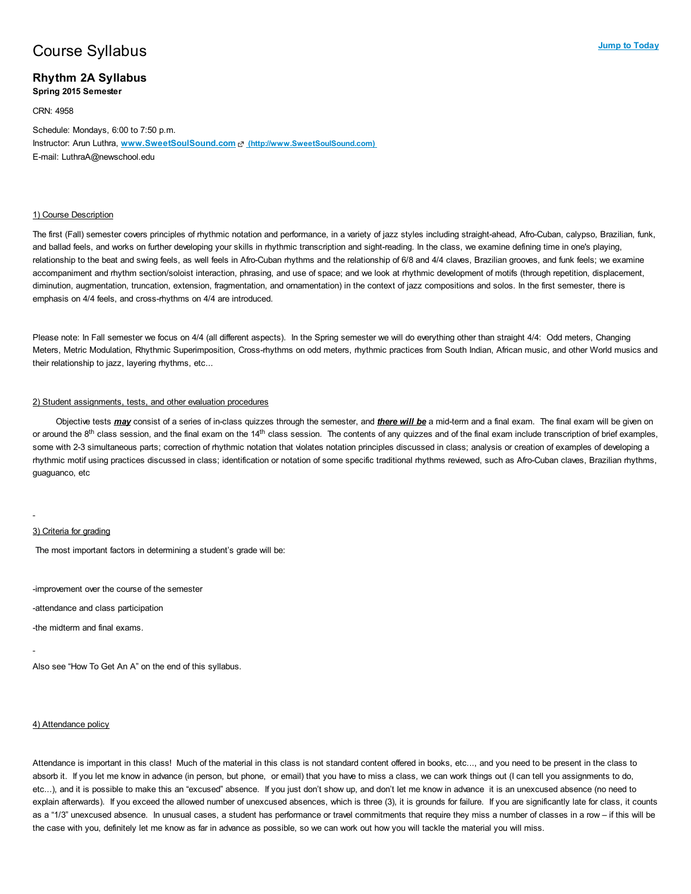# Course Syllabus

Jump to Today

## Rhythm 2A Syllabus

**Spring 2015 Semester**

CRN: 4958

Schedule: Mondays, 6:00 to 7:50 p.m.
Instructor: Arun Luthra, **www.SweetSoulSound.com** (http://www.SweetSoulSound.com)
E-mail: LuthraA@newschool.edu

1) Course Description

The first (Fall) semester covers principles of rhythmic notation and performance, in a variety of jazz styles including straight-ahead, Afro-Cuban, calypso, Brazilian, funk, and ballad feels, and works on further developing your skills in rhythmic transcription and sight-reading. In the class, we examine defining time in one's playing, relationship to the beat and swing feels, as well feels in Afro-Cuban rhythms and the relationship of 6/8 and 4/4 claves, Brazilian grooves, and funk feels; we examine accompaniment and rhythm section/soloist interaction, phrasing, and use of space; and we look at rhythmic development of motifs (through repetition, displacement, diminution, augmentation, truncation, extension, fragmentation, and ornamentation) in the context of jazz compositions and solos. In the first semester, there is emphasis on 4/4 feels, and cross-rhythms on 4/4 are introduced.

Please note: In Fall semester we focus on 4/4 (all different aspects). In the Spring semester we will do everything other than straight 4/4: Odd meters, Changing Meters, Metric Modulation, Rhythmic Superimposition, Cross-rhythms on odd meters, rhythmic practices from South Indian, African music, and other World musics and their relationship to jazz, layering rhythms, etc...

2) Student assignments, tests, and other evaluation procedures

Objective tests ***may*** consist of a series of in-class quizzes through the semester, and ***there will be*** a mid-term and a final exam. The final exam will be given on or around the 8th class session, and the final exam on the 14th class session. The contents of any quizzes and of the final exam include transcription of brief examples, some with 2-3 simultaneous parts; correction of rhythmic notation that violates notation principles discussed in class; analysis or creation of examples of developing a rhythmic motif using practices discussed in class; identification or notation of some specific traditional rhythms reviewed, such as Afro-Cuban claves, Brazilian rhythms, guaguanco, etc

3) Criteria for grading

The most important factors in determining a student's grade will be:

-improvement over the course of the semester

-attendance and class participation

-the midterm and final exams.

Also see "How To Get An A" on the end of this syllabus.

4) Attendance policy

Attendance is important in this class! Much of the material in this class is not standard content offered in books, etc..., and you need to be present in the class to absorb it. If you let me know in advance (in person, but phone, or email) that you have to miss a class, we can work things out (I can tell you assignments to do, etc...), and it is possible to make this an "excused" absence. If you just don't show up, and don't let me know in advance it is an unexcused absence (no need to explain afterwards). If you exceed the allowed number of unexcused absences, which is three (3), it is grounds for failure. If you are significantly late for class, it counts as a "1/3" unexcused absence. In unusual cases, a student has performance or travel commitments that require they miss a number of classes in a row – if this will be the case with you, definitely let me know as far in advance as possible, so we can work out how you will tackle the material you will miss.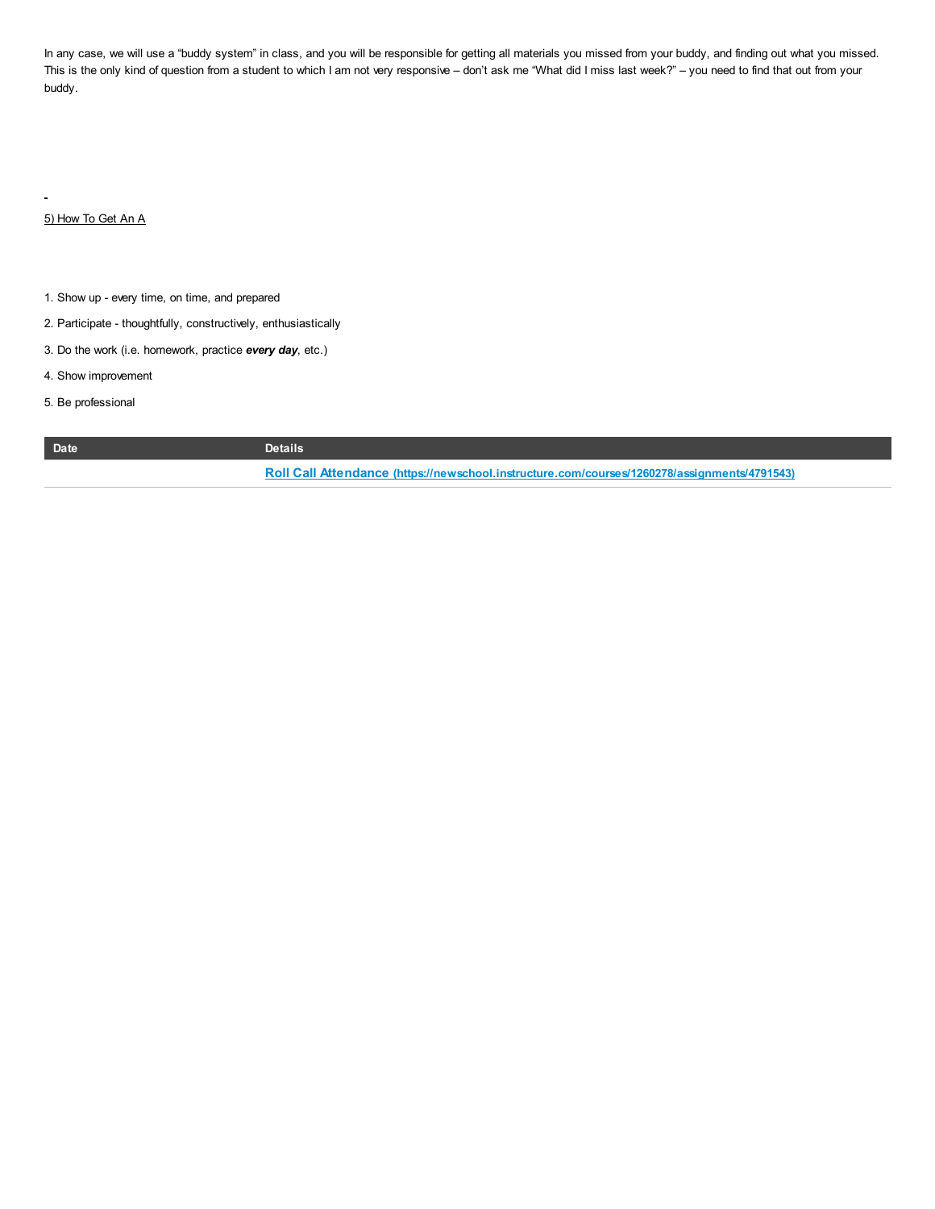In any case, we will use a "buddy system" in class, and you will be responsible for getting all materials you missed from your buddy, and finding out what you missed. This is the only kind of question from a student to which I am not very responsive – don't ask me "What did I miss last week?" – you need to find that out from your buddy.

5) How To Get An A

1. Show up - every time, on time, and prepared
2. Participate - thoughtfully, constructively, enthusiastically
3. Do the work (i.e. homework, practice ***every day***, etc.)
4. Show improvement
5. Be professional

| Date | Details |
| --- | --- |
| | **Roll Call Attendance** (https://newschool.instructure.com/courses/1260278/assignments/4791543) |